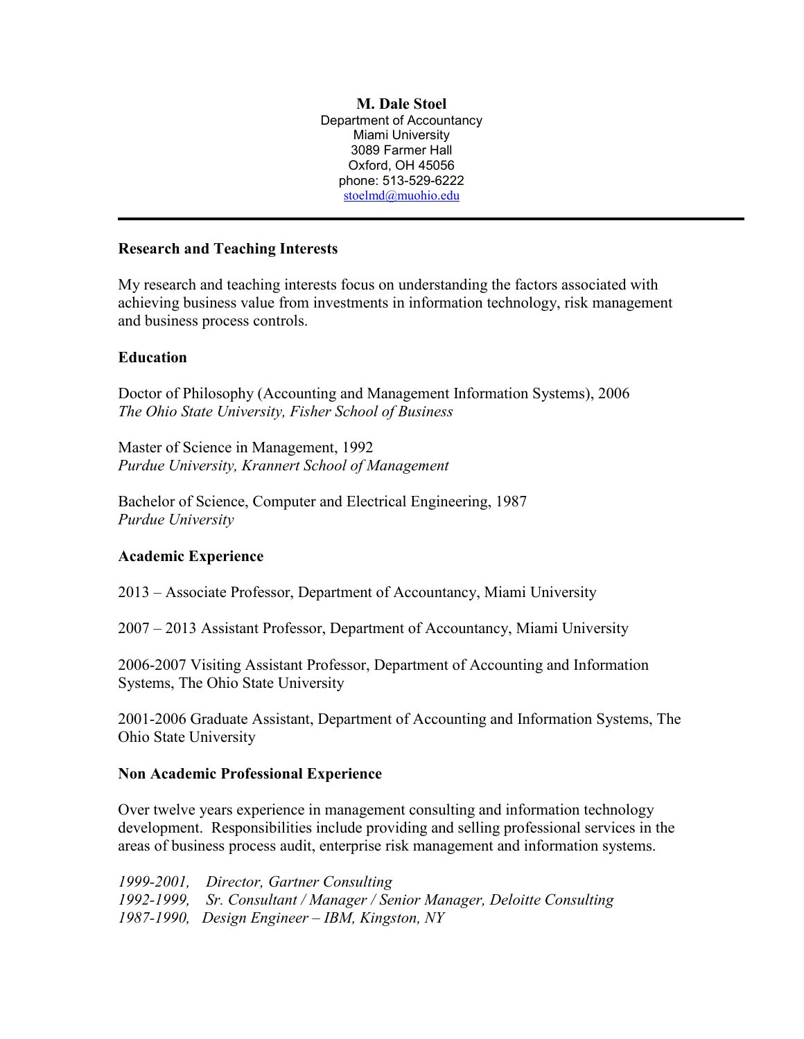**M. Dale Stoel**
Department of Accountancy
Miami University
3089 Farmer Hall
Oxford, OH 45056
phone: 513-529-6222
stoelmd@muohio.edu

---

## Research and Teaching Interests

My research and teaching interests focus on understanding the factors associated with achieving business value from investments in information technology, risk management and business process controls.

## Education

Doctor of Philosophy (Accounting and Management Information Systems), 2006
*The Ohio State University, Fisher School of Business*

Master of Science in Management, 1992
*Purdue University, Krannert School of Management*

Bachelor of Science, Computer and Electrical Engineering, 1987
*Purdue University*

## Academic Experience

2013 – Associate Professor, Department of Accountancy, Miami University

2007 – 2013 Assistant Professor, Department of Accountancy, Miami University

2006-2007 Visiting Assistant Professor, Department of Accounting and Information Systems, The Ohio State University

2001-2006 Graduate Assistant, Department of Accounting and Information Systems, The Ohio State University

## Non Academic Professional Experience

Over twelve years experience in management consulting and information technology development. Responsibilities include providing and selling professional services in the areas of business process audit, enterprise risk management and information systems.

*1999-2001, Director, Gartner Consulting*
*1992-1999, Sr. Consultant / Manager / Senior Manager, Deloitte Consulting*
*1987-1990, Design Engineer – IBM, Kingston, NY*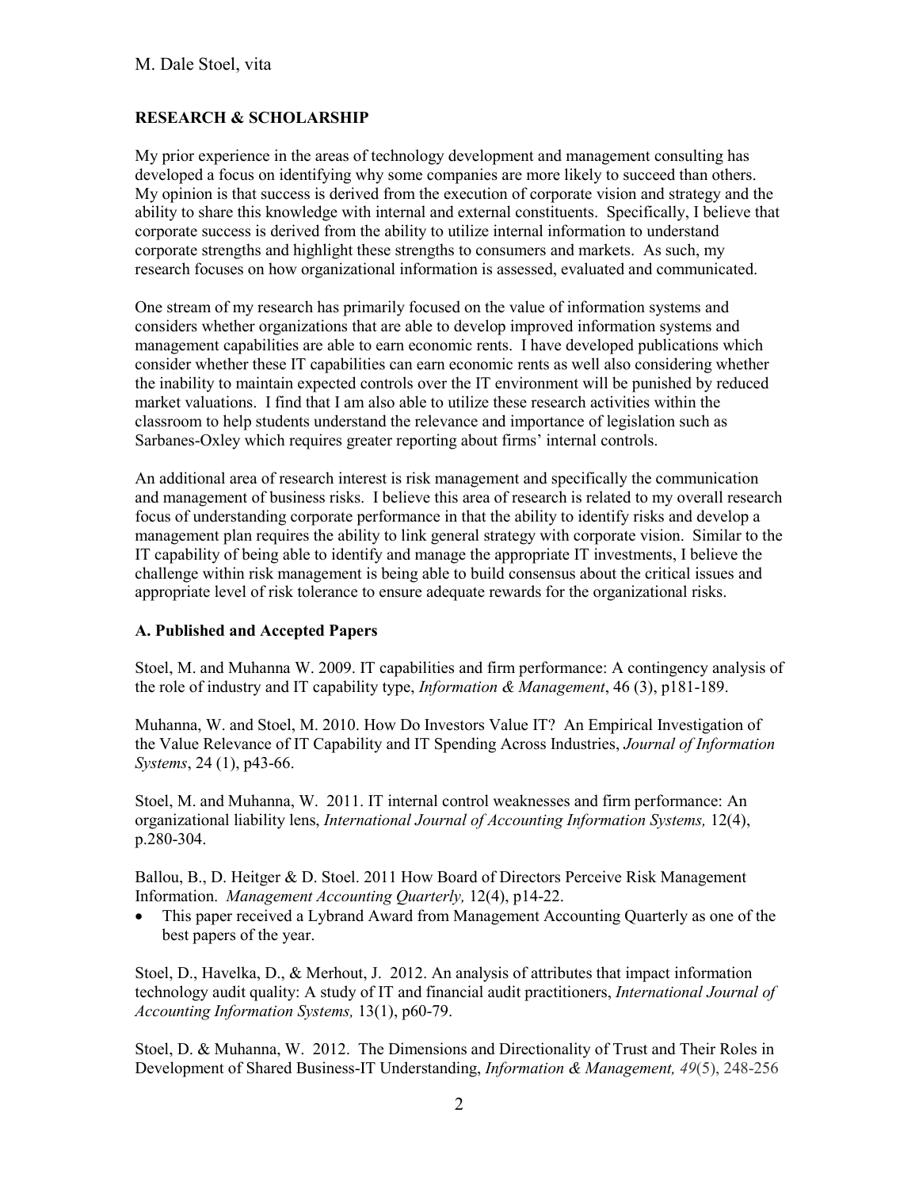## RESEARCH & SCHOLARSHIP

My prior experience in the areas of technology development and management consulting has developed a focus on identifying why some companies are more likely to succeed than others. My opinion is that success is derived from the execution of corporate vision and strategy and the ability to share this knowledge with internal and external constituents. Specifically, I believe that corporate success is derived from the ability to utilize internal information to understand corporate strengths and highlight these strengths to consumers and markets. As such, my research focuses on how organizational information is assessed, evaluated and communicated.

One stream of my research has primarily focused on the value of information systems and considers whether organizations that are able to develop improved information systems and management capabilities are able to earn economic rents. I have developed publications which consider whether these IT capabilities can earn economic rents as well also considering whether the inability to maintain expected controls over the IT environment will be punished by reduced market valuations. I find that I am also able to utilize these research activities within the classroom to help students understand the relevance and importance of legislation such as Sarbanes-Oxley which requires greater reporting about firms' internal controls.

An additional area of research interest is risk management and specifically the communication and management of business risks. I believe this area of research is related to my overall research focus of understanding corporate performance in that the ability to identify risks and develop a management plan requires the ability to link general strategy with corporate vision. Similar to the IT capability of being able to identify and manage the appropriate IT investments, I believe the challenge within risk management is being able to build consensus about the critical issues and appropriate level of risk tolerance to ensure adequate rewards for the organizational risks.

### A. Published and Accepted Papers

Stoel, M. and Muhanna W. 2009. IT capabilities and firm performance: A contingency analysis of the role of industry and IT capability type, *Information & Management*, 46 (3), p181-189.

Muhanna, W. and Stoel, M. 2010. How Do Investors Value IT? An Empirical Investigation of the Value Relevance of IT Capability and IT Spending Across Industries, *Journal of Information Systems*, 24 (1), p43-66.

Stoel, M. and Muhanna, W. 2011. IT internal control weaknesses and firm performance: An organizational liability lens, *International Journal of Accounting Information Systems,* 12(4), p.280-304.

Ballou, B., D. Heitger & D. Stoel. 2011 How Board of Directors Perceive Risk Management Information. *Management Accounting Quarterly,* 12(4), p14-22.

- This paper received a Lybrand Award from Management Accounting Quarterly as one of the best papers of the year.

Stoel, D., Havelka, D., & Merhout, J. 2012. An analysis of attributes that impact information technology audit quality: A study of IT and financial audit practitioners, *International Journal of Accounting Information Systems,* 13(1), p60-79.

Stoel, D. & Muhanna, W. 2012. The Dimensions and Directionality of Trust and Their Roles in Development of Shared Business-IT Understanding, *Information & Management, 49*(5), 248-256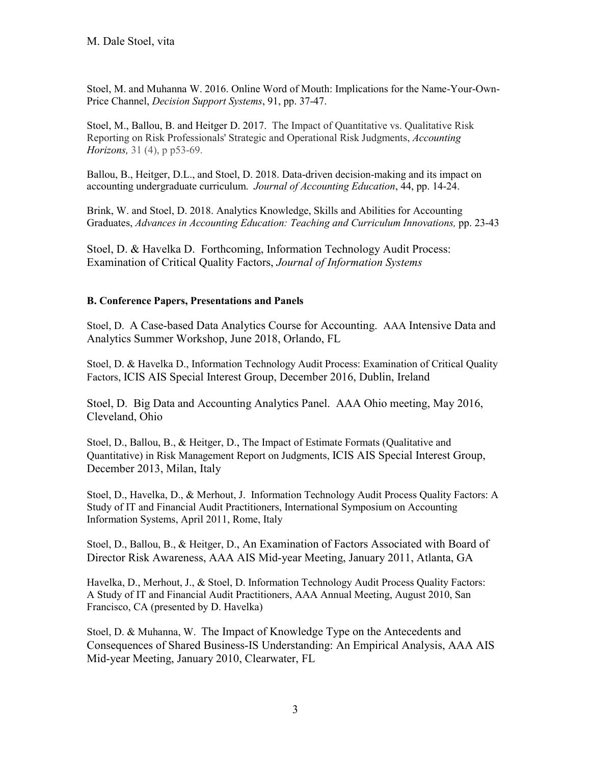Stoel, M. and Muhanna W. 2016. Online Word of Mouth: Implications for the Name-Your-Own-Price Channel, *Decision Support Systems*, 91, pp. 37-47.

Stoel, M., Ballou, B. and Heitger D. 2017. The Impact of Quantitative vs. Qualitative Risk Reporting on Risk Professionals' Strategic and Operational Risk Judgments, *Accounting Horizons,* 31 (4), p p53-69.

Ballou, B., Heitger, D.L., and Stoel, D. 2018. Data-driven decision-making and its impact on accounting undergraduate curriculum. *Journal of Accounting Education*, 44, pp. 14-24.

Brink, W. and Stoel, D. 2018. Analytics Knowledge, Skills and Abilities for Accounting Graduates, *Advances in Accounting Education: Teaching and Curriculum Innovations,* pp. 23-43

Stoel, D. & Havelka D. Forthcoming, Information Technology Audit Process: Examination of Critical Quality Factors, *Journal of Information Systems*

**B. Conference Papers, Presentations and Panels**

Stoel, D. A Case-based Data Analytics Course for Accounting. AAA Intensive Data and Analytics Summer Workshop, June 2018, Orlando, FL

Stoel, D. & Havelka D., Information Technology Audit Process: Examination of Critical Quality Factors, ICIS AIS Special Interest Group, December 2016, Dublin, Ireland

Stoel, D. Big Data and Accounting Analytics Panel. AAA Ohio meeting, May 2016, Cleveland, Ohio

Stoel, D., Ballou, B., & Heitger, D., The Impact of Estimate Formats (Qualitative and Quantitative) in Risk Management Report on Judgments, ICIS AIS Special Interest Group, December 2013, Milan, Italy

Stoel, D., Havelka, D., & Merhout, J. Information Technology Audit Process Quality Factors: A Study of IT and Financial Audit Practitioners, International Symposium on Accounting Information Systems, April 2011, Rome, Italy

Stoel, D., Ballou, B., & Heitger, D., An Examination of Factors Associated with Board of Director Risk Awareness, AAA AIS Mid-year Meeting, January 2011, Atlanta, GA

Havelka, D., Merhout, J., & Stoel, D. Information Technology Audit Process Quality Factors: A Study of IT and Financial Audit Practitioners, AAA Annual Meeting, August 2010, San Francisco, CA (presented by D. Havelka)

Stoel, D. & Muhanna, W. The Impact of Knowledge Type on the Antecedents and Consequences of Shared Business-IS Understanding: An Empirical Analysis, AAA AIS Mid-year Meeting, January 2010, Clearwater, FL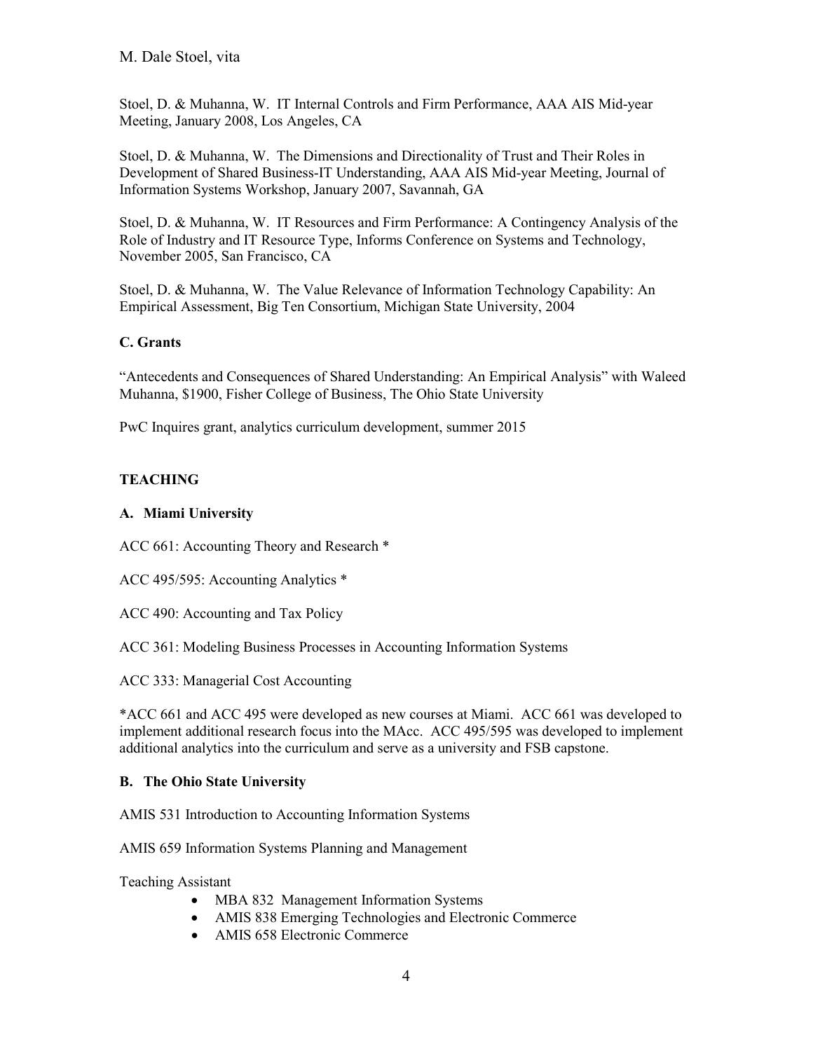Stoel, D. & Muhanna, W. IT Internal Controls and Firm Performance, AAA AIS Mid-year Meeting, January 2008, Los Angeles, CA

Stoel, D. & Muhanna, W. The Dimensions and Directionality of Trust and Their Roles in Development of Shared Business-IT Understanding, AAA AIS Mid-year Meeting, Journal of Information Systems Workshop, January 2007, Savannah, GA

Stoel, D. & Muhanna, W. IT Resources and Firm Performance: A Contingency Analysis of the Role of Industry and IT Resource Type, Informs Conference on Systems and Technology, November 2005, San Francisco, CA

Stoel, D. & Muhanna, W. The Value Relevance of Information Technology Capability: An Empirical Assessment, Big Ten Consortium, Michigan State University, 2004

### C. Grants

"Antecedents and Consequences of Shared Understanding: An Empirical Analysis" with Waleed Muhanna, $1900, Fisher College of Business, The Ohio State University

PwC Inquires grant, analytics curriculum development, summer 2015

## TEACHING

### A. Miami University

ACC 661: Accounting Theory and Research *

ACC 495/595: Accounting Analytics *

ACC 490: Accounting and Tax Policy

ACC 361: Modeling Business Processes in Accounting Information Systems

ACC 333: Managerial Cost Accounting

*ACC 661 and ACC 495 were developed as new courses at Miami. ACC 661 was developed to implement additional research focus into the MAcc. ACC 495/595 was developed to implement additional analytics into the curriculum and serve as a university and FSB capstone.

### B. The Ohio State University

AMIS 531 Introduction to Accounting Information Systems

AMIS 659 Information Systems Planning and Management

Teaching Assistant

- MBA 832 Management Information Systems
- AMIS 838 Emerging Technologies and Electronic Commerce
- AMIS 658 Electronic Commerce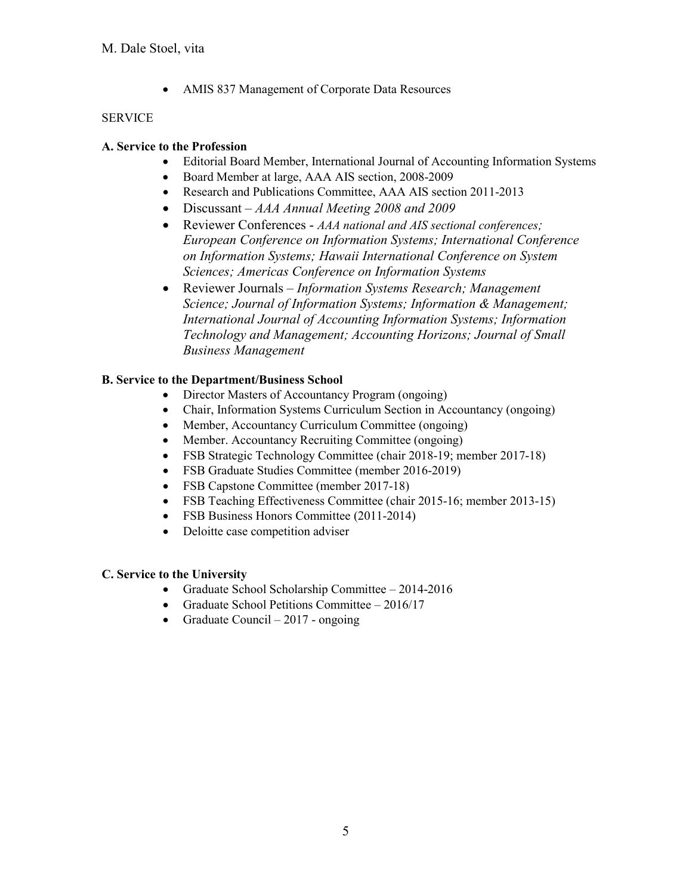- AMIS 837 Management of Corporate Data Resources

SERVICE

**A. Service to the Profession**

- Editorial Board Member, International Journal of Accounting Information Systems
- Board Member at large, AAA AIS section, 2008-2009
- Research and Publications Committee, AAA AIS section 2011-2013
- Discussant – *AAA Annual Meeting 2008 and 2009*
- Reviewer Conferences - *AAA national and AIS sectional conferences; European Conference on Information Systems; International Conference on Information Systems; Hawaii International Conference on System Sciences; Americas Conference on Information Systems*
- Reviewer Journals – *Information Systems Research; Management Science; Journal of Information Systems; Information & Management; International Journal of Accounting Information Systems; Information Technology and Management; Accounting Horizons; Journal of Small Business Management*

**B. Service to the Department/Business School**

- Director Masters of Accountancy Program (ongoing)
- Chair, Information Systems Curriculum Section in Accountancy (ongoing)
- Member, Accountancy Curriculum Committee (ongoing)
- Member. Accountancy Recruiting Committee (ongoing)
- FSB Strategic Technology Committee (chair 2018-19; member 2017-18)
- FSB Graduate Studies Committee (member 2016-2019)
- FSB Capstone Committee (member 2017-18)
- FSB Teaching Effectiveness Committee (chair 2015-16; member 2013-15)
- FSB Business Honors Committee (2011-2014)
- Deloitte case competition adviser

**C. Service to the University**

- Graduate School Scholarship Committee – 2014-2016
- Graduate School Petitions Committee – 2016/17
- Graduate Council – 2017 - ongoing